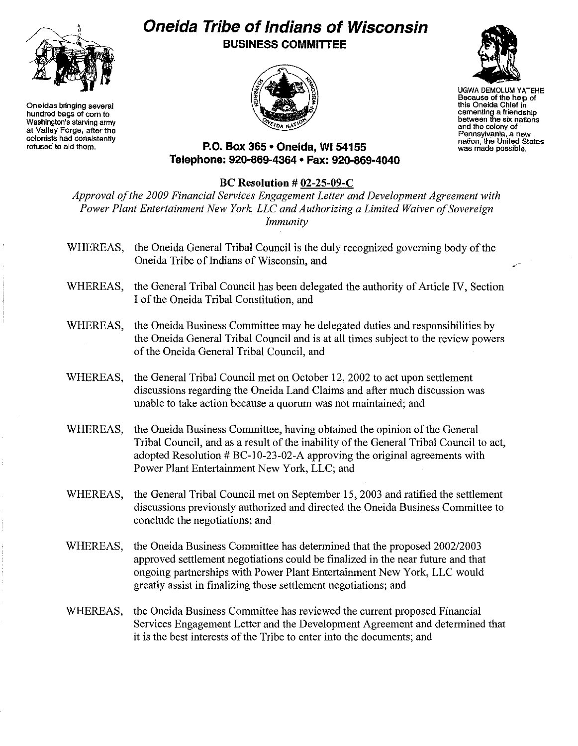Oneidas bringing several hundred bags of corn to Washington's starving army at Valley Forge, after the colonists had consistently refused to aid them.

# Oneida Tribe of Indians of Wisconsin

## BUSINESS COMMITTEE

UGWA DEMOLUM YATEHE
Because of the help of this Oneida Chief in cementing a friendship between the six nations and the colony of Pennsylvania, a new nation, the United States was made possible.

**P.O. Box 365 • Oneida, WI 54155**
**Telephone: 920-869-4364 • Fax: 920-869-4040**

**BC Resolution # 02-25-09-C**

*Approval of the 2009 Financial Services Engagement Letter and Development Agreement with Power Plant Entertainment New York, LLC and Authorizing a Limited Waiver of Sovereign Immunity*

WHEREAS, the Oneida General Tribal Council is the duly recognized governing body of the Oneida Tribe of Indians of Wisconsin, and

WHEREAS, the General Tribal Council has been delegated the authority of Article IV, Section I of the Oneida Tribal Constitution, and

WHEREAS, the Oneida Business Committee may be delegated duties and responsibilities by the Oneida General Tribal Council and is at all times subject to the review powers of the Oneida General Tribal Council, and

WHEREAS, the General Tribal Council met on October 12, 2002 to act upon settlement discussions regarding the Oneida Land Claims and after much discussion was unable to take action because a quorum was not maintained; and

WHEREAS, the Oneida Business Committee, having obtained the opinion of the General Tribal Council, and as a result of the inability of the General Tribal Council to act, adopted Resolution # BC-10-23-02-A approving the original agreements with Power Plant Entertainment New York, LLC; and

WHEREAS, the General Tribal Council met on September 15, 2003 and ratified the settlement discussions previously authorized and directed the Oneida Business Committee to conclude the negotiations; and

WHEREAS, the Oneida Business Committee has determined that the proposed 2002/2003 approved settlement negotiations could be finalized in the near future and that ongoing partnerships with Power Plant Entertainment New York, LLC would greatly assist in finalizing those settlement negotiations; and

WHEREAS, the Oneida Business Committee has reviewed the current proposed Financial Services Engagement Letter and the Development Agreement and determined that it is the best interests of the Tribe to enter into the documents; and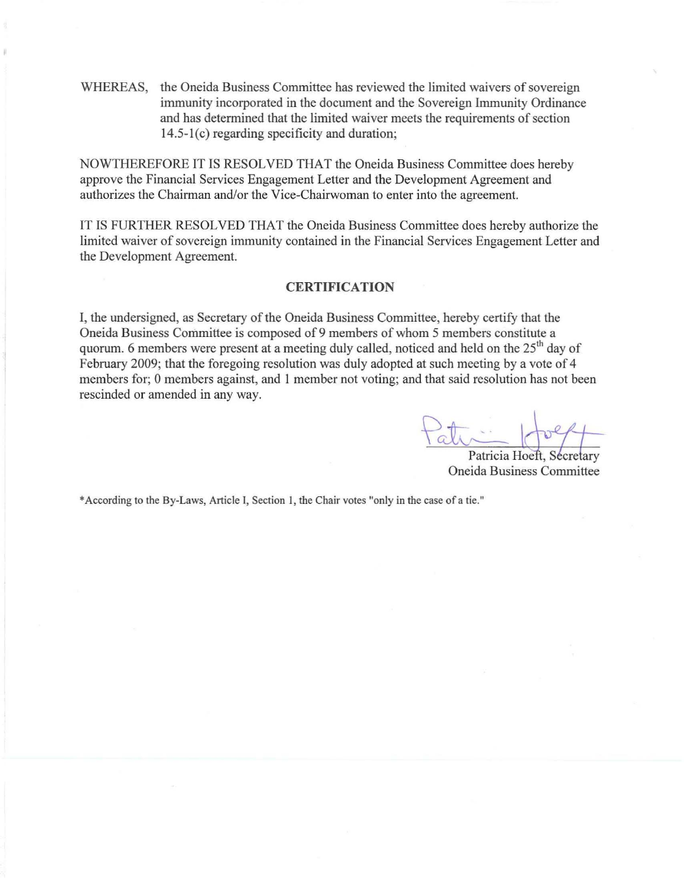WHEREAS, the Oneida Business Committee has reviewed the limited waivers of sovereign immunity incorporated in the document and the Sovereign Immunity Ordinance and has determined that the limited waiver meets the requirements of section 14.5-1(c) regarding specificity and duration;

NOWTHEREFORE IT IS RESOLVED THAT the Oneida Business Committee does hereby approve the Financial Services Engagement Letter and the Development Agreement and authorizes the Chairman and/or the Vice-Chairwoman to enter into the agreement.

IT IS FURTHER RESOLVED THAT the Oneida Business Committee does hereby authorize the limited waiver of sovereign immunity contained in the Financial Services Engagement Letter and the Development Agreement.

## CERTIFICATION

I, the undersigned, as Secretary of the Oneida Business Committee, hereby certify that the Oneida Business Committee is composed of 9 members of whom 5 members constitute a quorum. 6 members were present at a meeting duly called, noticed and held on the 25th day of February 2009; that the foregoing resolution was duly adopted at such meeting by a vote of 4 members for; 0 members against, and 1 member not voting; and that said resolution has not been rescinded or amended in any way.

Patricia Hoeft, Secretary
Oneida Business Committee

*According to the By-Laws, Article I, Section 1, the Chair votes "only in the case of a tie."